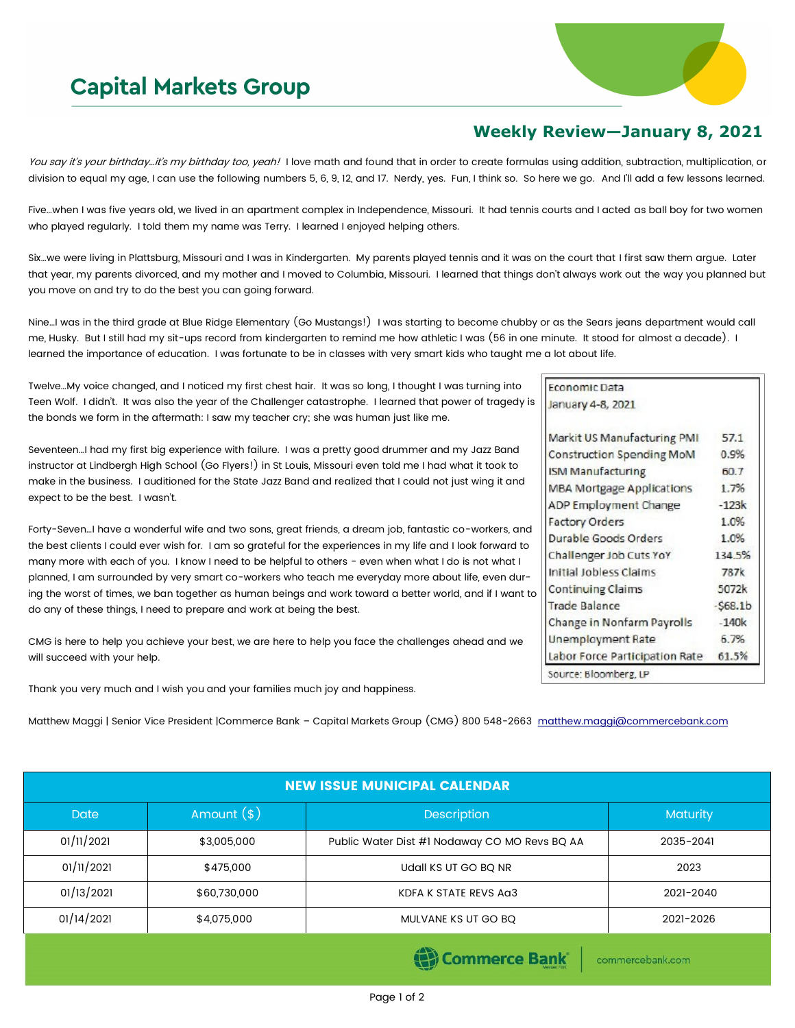# Capital Markets Group

## Weekly Review—January 8, 2021

*You say it's your birthday…it's my birthday too, yeah!* I love math and found that in order to create formulas using addition, subtraction, multiplication, or division to equal my age, I can use the following numbers 5, 6, 9, 12, and 17. Nerdy, yes. Fun, I think so. So here we go. And I'll add a few lessons learned.

Five…when I was five years old, we lived in an apartment complex in Independence, Missouri. It had tennis courts and I acted as ball boy for two women who played regularly. I told them my name was Terry. I learned I enjoyed helping others.

Six…we were living in Plattsburg, Missouri and I was in Kindergarten. My parents played tennis and it was on the court that I first saw them argue. Later that year, my parents divorced, and my mother and I moved to Columbia, Missouri. I learned that things don't always work out the way you planned but you move on and try to do the best you can going forward.

Nine…I was in the third grade at Blue Ridge Elementary (Go Mustangs!) I was starting to become chubby or as the Sears jeans department would call me, Husky. But I still had my sit-ups record from kindergarten to remind me how athletic I was (56 in one minute. It stood for almost a decade). I learned the importance of education. I was fortunate to be in classes with very smart kids who taught me a lot about life.

Twelve…My voice changed, and I noticed my first chest hair. It was so long, I thought I was turning into Teen Wolf. I didn't. It was also the year of the Challenger catastrophe. I learned that power of tragedy is the bonds we form in the aftermath: I saw my teacher cry; she was human just like me.

Seventeen…I had my first big experience with failure. I was a pretty good drummer and my Jazz Band instructor at Lindbergh High School (Go Flyers!) in St Louis, Missouri even told me I had what it took to make in the business. I auditioned for the State Jazz Band and realized that I could not just wing it and expect to be the best. I wasn't.

Forty-Seven…I have a wonderful wife and two sons, great friends, a dream job, fantastic co-workers, and the best clients I could ever wish for. I am so grateful for the experiences in my life and I look forward to many more with each of you. I know I need to be helpful to others - even when what I do is not what I planned, I am surrounded by very smart co-workers who teach me everyday more about life, even during the worst of times, we ban together as human beings and work toward a better world, and if I want to do any of these things, I need to prepare and work at being the best.

CMG is here to help you achieve your best, we are here to help you face the challenges ahead and we will succeed with your help.

Thank you very much and I wish you and your families much joy and happiness.

Matthew Maggi | Senior Vice President |Commerce Bank – Capital Markets Group (CMG) 800 548-2663 matthew.maggi@commercebank.com

| Economic Data January 4-8, 2021 | |
|---|---|
| Markit US Manufacturing PMI | 57.1 |
| Construction Spending MoM | 0.9% |
| ISM Manufacturing | 60.7 |
| MBA Mortgage Applications | 1.7% |
| ADP Employment Change | -123k |
| Factory Orders | 1.0% |
| Durable Goods Orders | 1.0% |
| Challenger Job Cuts YoY | 134.5% |
| Initial Jobless Claims | 787k |
| Continuing Claims | 5072k |
| Trade Balance | -$68.1b |
| Change in Nonfarm Payrolls | -140k |
| Unemployment Rate | 6.7% |
| Labor Force Participation Rate | 61.5% |

Source: Bloomberg, LP

| NEW ISSUE MUNICIPAL CALENDAR | | | |
|---|---|---|---|
| Date | Amount ($) | Description | Maturity |
| 01/11/2021 | $3,005,000 | Public Water Dist #1 Nodaway CO MO Revs BQ AA | 2035-2041 |
| 01/11/2021 | $475,000 | Udall KS UT GO BQ NR | 2023 |
| 01/13/2021 | $60,730,000 | KDFA K STATE REVS Aa3 | 2021-2040 |
| 01/14/2021 | $4,075,000 | MULVANE KS UT GO BQ | 2021-2026 |

Commerce Bank | commercebank.com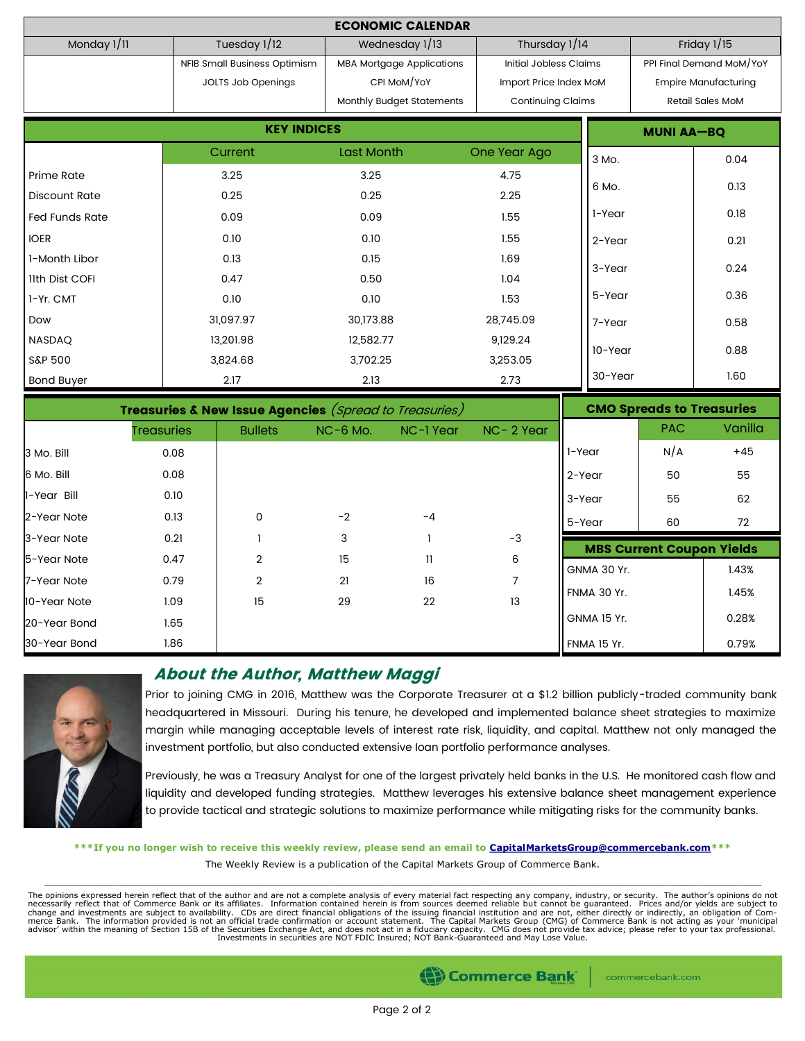## ECONOMIC CALENDAR

| Monday 1/11 | Tuesday 1/12 | Wednesday 1/13 | Thursday 1/14 | Friday 1/15 |
|---|---|---|---|---|
| | NFIB Small Business Optimism | MBA Mortgage Applications | Initial Jobless Claims | PPI Final Demand MoM/YoY |
| | JOLTS Job Openings | CPI MoM/YoY | Import Price Index MoM | Empire Manufacturing |
| | | Monthly Budget Statements | Continuing Claims | Retail Sales MoM |

## KEY INDICES

| | Current | Last Month | One Year Ago |
|---|---|---|---|
| Prime Rate | 3.25 | 3.25 | 4.75 |
| Discount Rate | 0.25 | 0.25 | 2.25 |
| Fed Funds Rate | 0.09 | 0.09 | 1.55 |
| IOER | 0.10 | 0.10 | 1.55 |
| 1-Month Libor | 0.13 | 0.15 | 1.69 |
| 11th Dist COFI | 0.47 | 0.50 | 1.04 |
| 1-Yr. CMT | 0.10 | 0.10 | 1.53 |
| Dow | 31,097.97 | 30,173.88 | 28,745.09 |
| NASDAQ | 13,201.98 | 12,582.77 | 9,129.24 |
| S&P 500 | 3,824.68 | 3,702.25 | 3,253.05 |
| Bond Buyer | 2.17 | 2.13 | 2.73 |

## MUNI AA—BQ

| | |
|---|---|
| 3 Mo. | 0.04 |
| 6 Mo. | 0.13 |
| 1-Year | 0.18 |
| 2-Year | 0.21 |
| 3-Year | 0.24 |
| 5-Year | 0.36 |
| 7-Year | 0.58 |
| 10-Year | 0.88 |
| 30-Year | 1.60 |

## Treasuries & New Issue Agencies *(Spread to Treasuries)*

| | Treasuries | Bullets | NC-6 Mo. | NC-1 Year | NC- 2 Year |
|---|---|---|---|---|---|
| 3 Mo. Bill | 0.08 | | | | |
| 6 Mo. Bill | 0.08 | | | | |
| 1-Year Bill | 0.10 | | | | |
| 2-Year Note | 0.13 | 0 | -2 | -4 | |
| 3-Year Note | 0.21 | 1 | 3 | 1 | -3 |
| 5-Year Note | 0.47 | 2 | 15 | 11 | 6 |
| 7-Year Note | 0.79 | 2 | 21 | 16 | 7 |
| 10-Year Note | 1.09 | 15 | 29 | 22 | 13 |
| 20-Year Bond | 1.65 | | | | |
| 30-Year Bond | 1.86 | | | | |

## CMO Spreads to Treasuries

| | PAC | Vanilla |
|---|---|---|
| 1-Year | N/A | +45 |
| 2-Year | 50 | 55 |
| 3-Year | 55 | 62 |
| 5-Year | 60 | 72 |

## MBS Current Coupon Yields

| | |
|---|---|
| GNMA 30 Yr. | 1.43% |
| FNMA 30 Yr. | 1.45% |
| GNMA 15 Yr. | 0.28% |
| FNMA 15 Yr. | 0.79% |

## *About the Author, Matthew Maggi*

Prior to joining CMG in 2016, Matthew was the Corporate Treasurer at a $1.2 billion publicly-traded community bank headquartered in Missouri. During his tenure, he developed and implemented balance sheet strategies to maximize margin while managing acceptable levels of interest rate risk, liquidity, and capital. Matthew not only managed the investment portfolio, but also conducted extensive loan portfolio performance analyses.

Previously, he was a Treasury Analyst for one of the largest privately held banks in the U.S. He monitored cash flow and liquidity and developed funding strategies. Matthew leverages his extensive balance sheet management experience to provide tactical and strategic solutions to maximize performance while mitigating risks for the community banks.

**\*\*\*If you no longer wish to receive this weekly review, please send an email to CapitalMarketsGroup@commercebank.com\*\*\***

The Weekly Review is a publication of the Capital Markets Group of Commerce Bank.

The opinions expressed herein reflect that of the author and are not a complete analysis of every material fact respecting any company, industry, or security. The author's opinions do not necessarily reflect that of Commerce Bank or its affiliates. Information contained herein is from sources deemed reliable but cannot be guaranteed. Prices and/or yields are subject to change and investments are subject to availability. CDs are direct financial obligations of the issuing financial institution and are not, either directly or indirectly, an obligation of Commerce Bank. The information provided is not an official trade confirmation or account statement. The Capital Markets Group (CMG) of Commerce Bank is not acting as your 'municipal advisor' within the meaning of Section 15B of the Securities Exchange Act, and does not act in a fiduciary capacity. CMG does not provide tax advice; please refer to your tax professional. Investments in securities are NOT FDIC Insured; NOT Bank-Guaranteed and May Lose Value.

Commerce Bank | commercebank.com